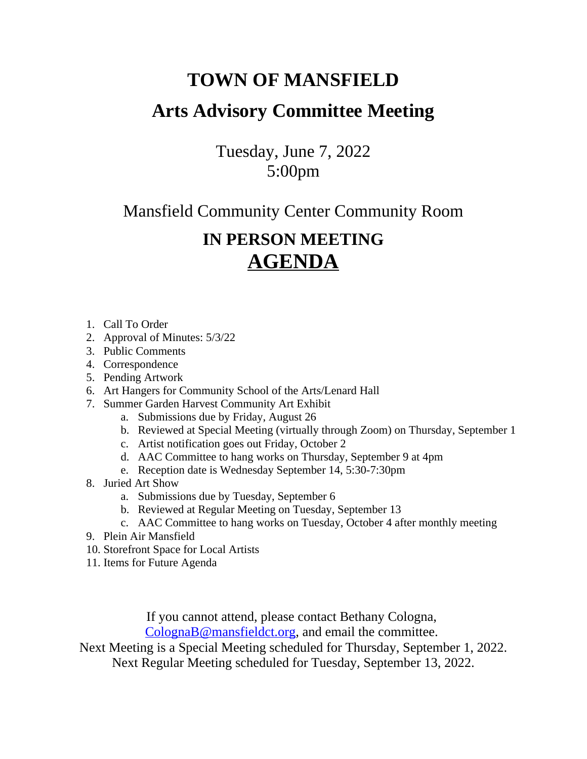# TOWN OF MANSFIELD

# Arts Advisory Committee Meeting

Tuesday, June 7, 2022
5:00pm

Mansfield Community Center Community Room

## IN PERSON MEETING

## AGENDA

1. Call To Order
2. Approval of Minutes: 5/3/22
3. Public Comments
4. Correspondence
5. Pending Artwork
6. Art Hangers for Community School of the Arts/Lenard Hall
7. Summer Garden Harvest Community Art Exhibit
   a. Submissions due by Friday, August 26
   b. Reviewed at Special Meeting (virtually through Zoom) on Thursday, September 1
   c. Artist notification goes out Friday, October 2
   d. AAC Committee to hang works on Thursday, September 9 at 4pm
   e. Reception date is Wednesday September 14, 5:30-7:30pm
8. Juried Art Show
   a. Submissions due by Tuesday, September 6
   b. Reviewed at Regular Meeting on Tuesday, September 13
   c. AAC Committee to hang works on Tuesday, October 4 after monthly meeting
9. Plein Air Mansfield
10. Storefront Space for Local Artists
11. Items for Future Agenda

If you cannot attend, please contact Bethany Cologna, [ColognaB@mansfieldct.org](mailto:ColognaB@mansfieldct.org), and email the committee.
Next Meeting is a Special Meeting scheduled for Thursday, September 1, 2022.
Next Regular Meeting scheduled for Tuesday, September 13, 2022.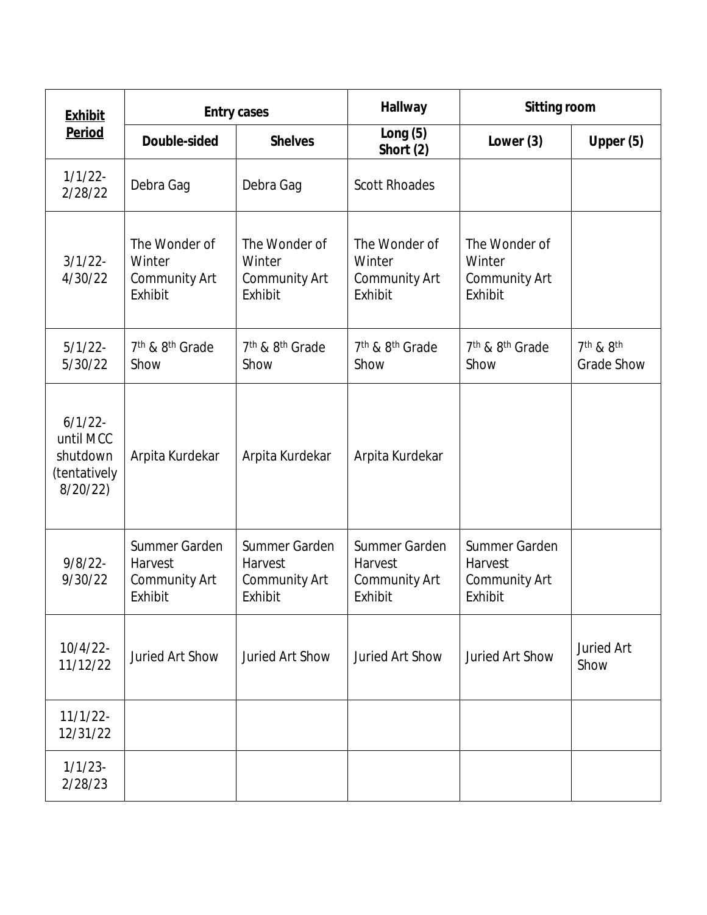| Exhibit Period | Entry cases | | Hallway | Sitting room | |
|---|---|---|---|---|---|
| | Double-sided | Shelves | Long (5) Short (2) | Lower (3) | Upper (5) |
| 1/1/22-2/28/22 | Debra Gag | Debra Gag | Scott Rhoades | | |
| 3/1/22-4/30/22 | The Wonder of Winter Community Art Exhibit | The Wonder of Winter Community Art Exhibit | The Wonder of Winter Community Art Exhibit | The Wonder of Winter Community Art Exhibit | |
| 5/1/22-5/30/22 | 7th & 8th Grade Show | 7th & 8th Grade Show | 7th & 8th Grade Show | 7th & 8th Grade Show | 7th & 8th Grade Show |
| 6/1/22-until MCC shutdown (tentatively 8/20/22) | Arpita Kurdekar | Arpita Kurdekar | Arpita Kurdekar | | |
| 9/8/22-9/30/22 | Summer Garden Harvest Community Art Exhibit | Summer Garden Harvest Community Art Exhibit | Summer Garden Harvest Community Art Exhibit | Summer Garden Harvest Community Art Exhibit | |
| 10/4/22-11/12/22 | Juried Art Show | Juried Art Show | Juried Art Show | Juried Art Show | Juried Art Show |
| 11/1/22-12/31/22 | | | | | |
| 1/1/23-2/28/23 | | | | | |